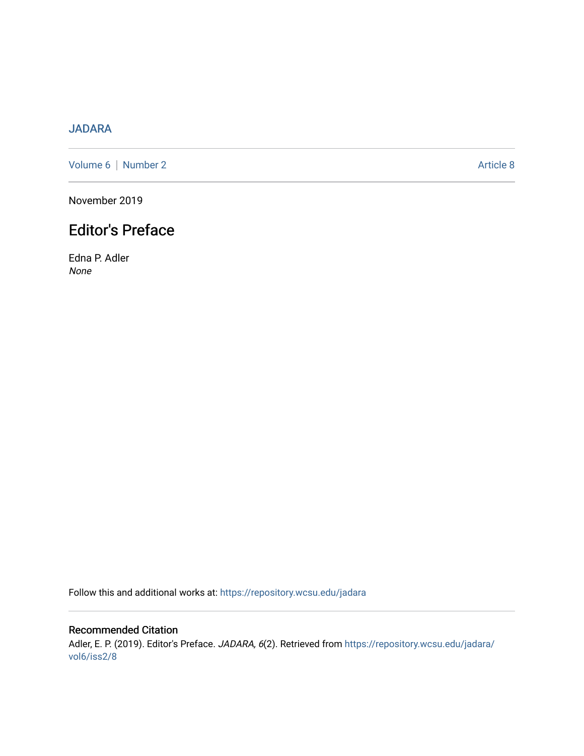JADARA

Volume 6 | Number 2 Article 8

November 2019

# Editor's Preface

Edna P. Adler
*None*

Follow this and additional works at: https://repository.wcsu.edu/jadara

## Recommended Citation

Adler, E. P. (2019). Editor's Preface. *JADARA, 6*(2). Retrieved from https://repository.wcsu.edu/jadara/vol6/iss2/8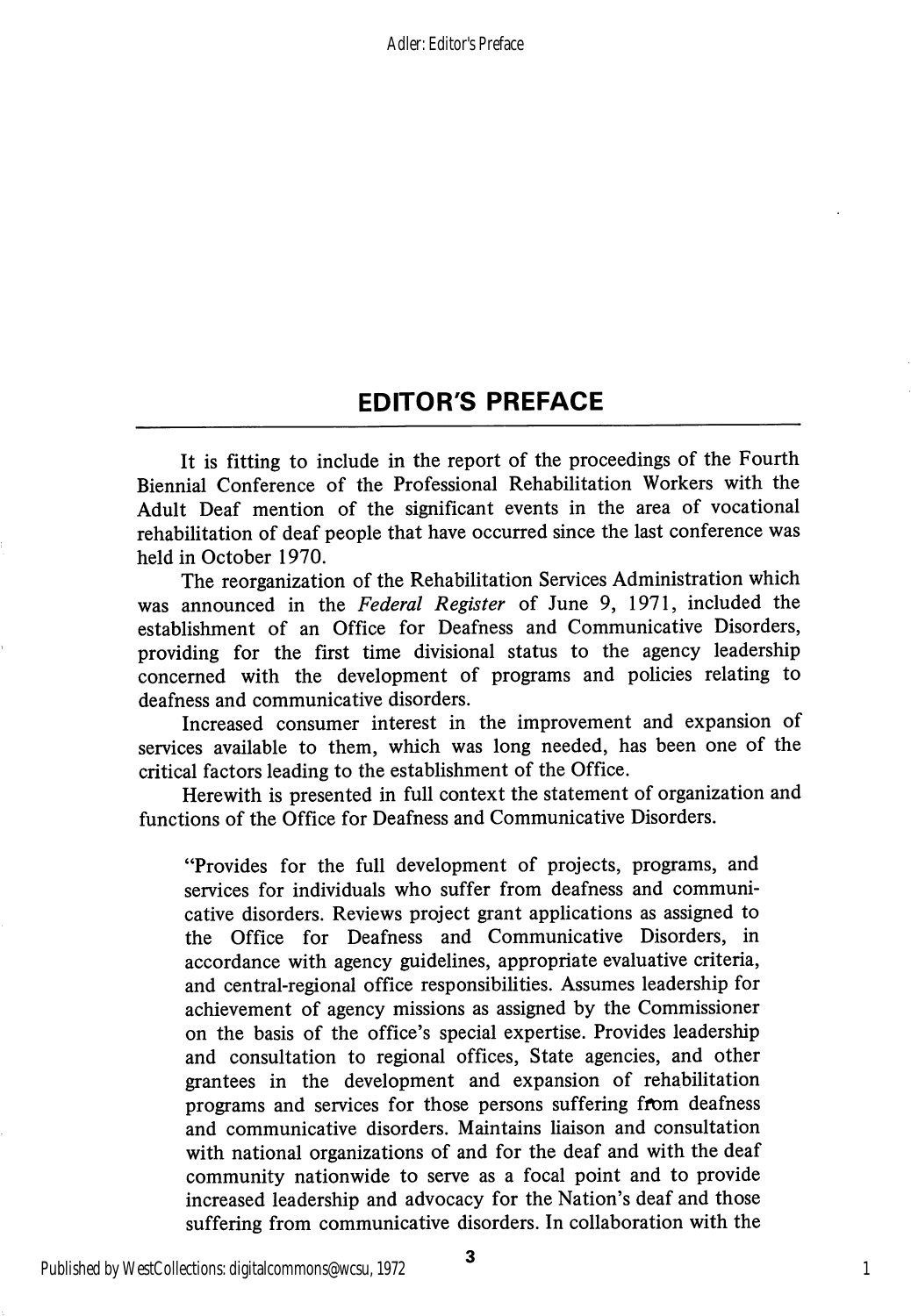# EDITOR'S PREFACE

It is fitting to include in the report of the proceedings of the Fourth Biennial Conference of the Professional Rehabilitation Workers with the Adult Deaf mention of the significant events in the area of vocational rehabilitation of deaf people that have occurred since the last conference was held in October 1970.

The reorganization of the Rehabilitation Services Administration which was announced in the *Federal Register* of June 9, 1971, included the establishment of an Office for Deafness and Communicative Disorders, providing for the first time divisional status to the agency leadership concerned with the development of programs and policies relating to deafness and communicative disorders.

Increased consumer interest in the improvement and expansion of services available to them, which was long needed, has been one of the critical factors leading to the establishment of the Office.

Herewith is presented in full context the statement of organization and functions of the Office for Deafness and Communicative Disorders.

> "Provides for the full development of projects, programs, and services for individuals who suffer from deafness and communicative disorders. Reviews project grant applications as assigned to the Office for Deafness and Communicative Disorders, in accordance with agency guidelines, appropriate evaluative criteria, and central-regional office responsibilities. Assumes leadership for achievement of agency missions as assigned by the Commissioner on the basis of the office's special expertise. Provides leadership and consultation to regional offices, State agencies, and other grantees in the development and expansion of rehabilitation programs and services for those persons suffering from deafness and communicative disorders. Maintains liaison and consultation with national organizations of and for the deaf and with the deaf community nationwide to serve as a focal point and to provide increased leadership and advocacy for the Nation's deaf and those suffering from communicative disorders. In collaboration with the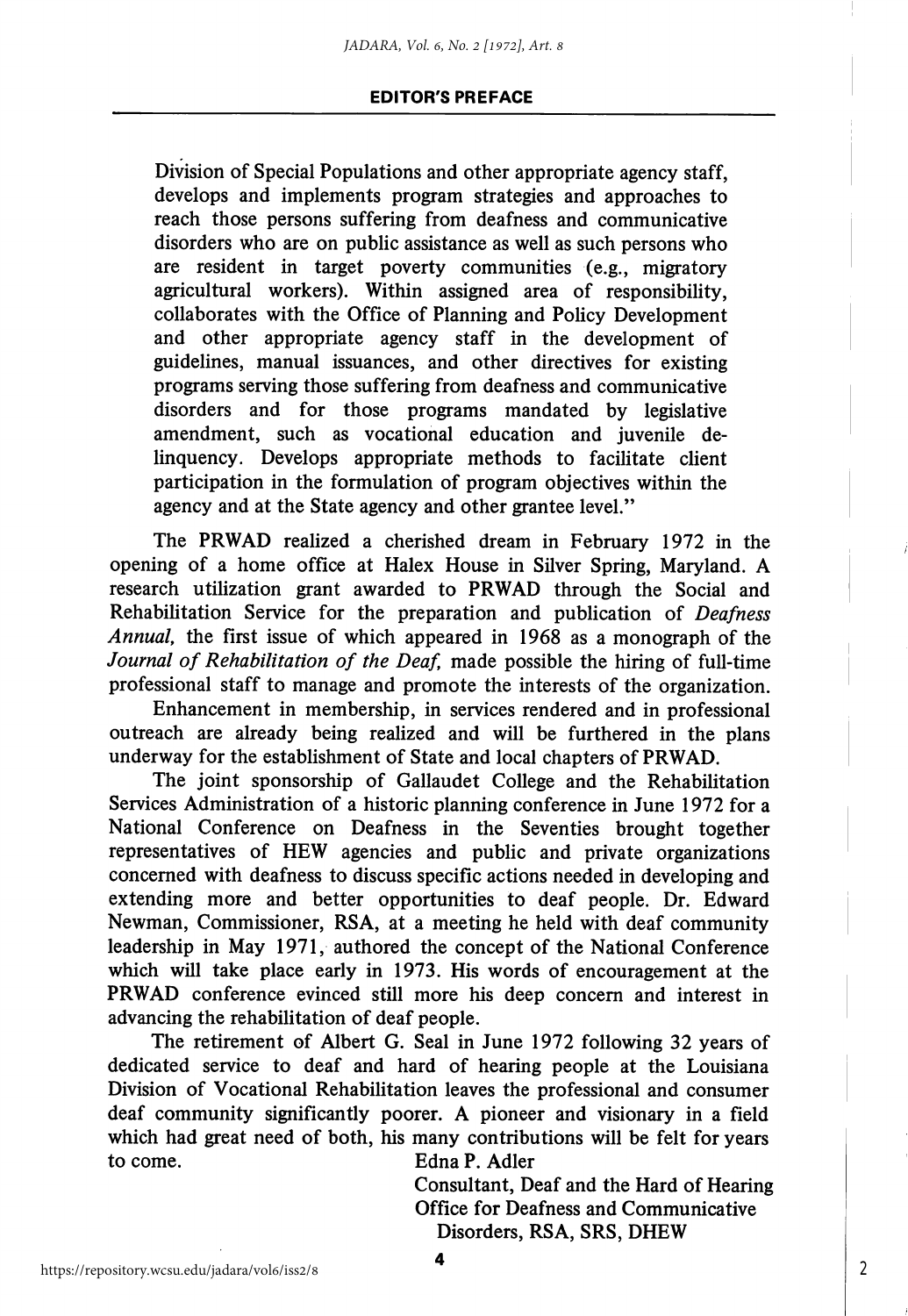## EDITOR'S PREFACE

Division of Special Populations and other appropriate agency staff, develops and implements program strategies and approaches to reach those persons suffering from deafness and communicative disorders who are on public assistance as well as such persons who are resident in target poverty communities (e.g., migratory agricultural workers). Within assigned area of responsibility, collaborates with the Office of Planning and Policy Development and other appropriate agency staff in the development of guidelines, manual issuances, and other directives for existing programs serving those suffering from deafness and communicative disorders and for those programs mandated by legislative amendment, such as vocational education and juvenile delinquency. Develops appropriate methods to facilitate client participation in the formulation of program objectives within the agency and at the State agency and other grantee level."

The PRWAD realized a cherished dream in February 1972 in the opening of a home office at Halex House in Silver Spring, Maryland. A research utilization grant awarded to PRWAD through the Social and Rehabilitation Service for the preparation and publication of *Deafness Annual*, the first issue of which appeared in 1968 as a monograph of the *Journal of Rehabilitation of the Deaf*, made possible the hiring of full-time professional staff to manage and promote the interests of the organization.

Enhancement in membership, in services rendered and in professional outreach are already being realized and will be furthered in the plans underway for the establishment of State and local chapters of PRWAD.

The joint sponsorship of Gallaudet College and the Rehabilitation Services Administration of a historic planning conference in June 1972 for a National Conference on Deafness in the Seventies brought together representatives of HEW agencies and public and private organizations concerned with deafness to discuss specific actions needed in developing and extending more and better opportunities to deaf people. Dr. Edward Newman, Commissioner, RSA, at a meeting he held with deaf community leadership in May 1971, authored the concept of the National Conference which will take place early in 1973. His words of encouragement at the PRWAD conference evinced still more his deep concern and interest in advancing the rehabilitation of deaf people.

The retirement of Albert G. Seal in June 1972 following 32 years of dedicated service to deaf and hard of hearing people at the Louisiana Division of Vocational Rehabilitation leaves the professional and consumer deaf community significantly poorer. A pioneer and visionary in a field which had great need of both, his many contributions will be felt for years to come.

Edna P. Adler
Consultant, Deaf and the Hard of Hearing
Office for Deafness and Communicative Disorders, RSA, SRS, DHEW